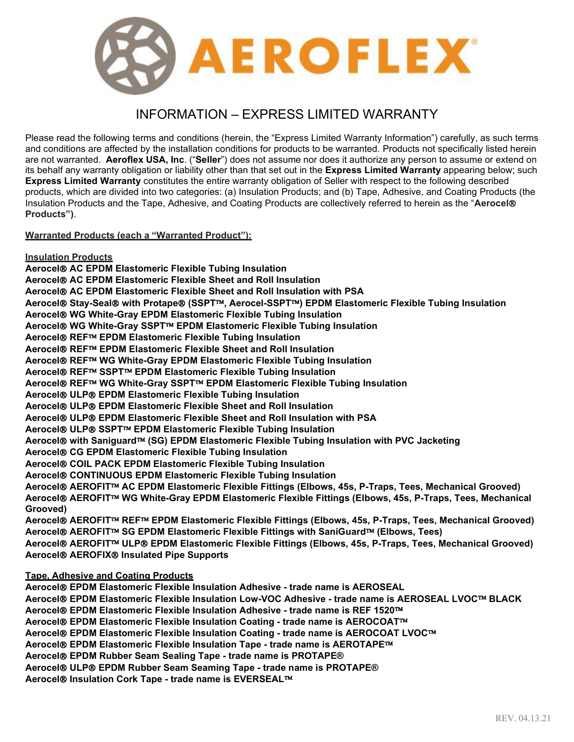# AEROFLEX

## INFORMATION – EXPRESS LIMITED WARRANTY

Please read the following terms and conditions (herein, the "Express Limited Warranty Information") carefully, as such terms and conditions are affected by the installation conditions for products to be warranted. Products not specifically listed herein are not warranted. **Aeroflex USA, Inc**. ("**Seller**") does not assume nor does it authorize any person to assume or extend on its behalf any warranty obligation or liability other than that set out in the **Express Limited Warranty** appearing below; such **Express Limited Warranty** constitutes the entire warranty obligation of Seller with respect to the following described products, which are divided into two categories: (a) Insulation Products; and (b) Tape, Adhesive, and Coating Products (the Insulation Products and the Tape, Adhesive, and Coating Products are collectively referred to herein as the "**Aerocel® Products")**.

**Warranted Products (each a "Warranted Product"):**

**Insulation Products**

**Aerocel® AC EPDM Elastomeric Flexible Tubing Insulation**
**Aerocel® AC EPDM Elastomeric Flexible Sheet and Roll Insulation**
**Aerocel® AC EPDM Elastomeric Flexible Sheet and Roll Insulation with PSA**
**Aerocel® Stay-Seal® with Protape® (SSPT™, Aerocel-SSPT™) EPDM Elastomeric Flexible Tubing Insulation**
**Aerocel® WG White-Gray EPDM Elastomeric Flexible Tubing Insulation**
**Aerocel® WG White-Gray SSPT™ EPDM Elastomeric Flexible Tubing Insulation**
**Aerocel® REF™ EPDM Elastomeric Flexible Tubing Insulation**
**Aerocel® REF™ EPDM Elastomeric Flexible Sheet and Roll Insulation**
**Aerocel® REF™ WG White-Gray EPDM Elastomeric Flexible Tubing Insulation**
**Aerocel® REF™ SSPT™ EPDM Elastomeric Flexible Tubing Insulation**
**Aerocel® REF™ WG White-Gray SSPT™ EPDM Elastomeric Flexible Tubing Insulation**
**Aerocel® ULP® EPDM Elastomeric Flexible Tubing Insulation**
**Aerocel® ULP® EPDM Elastomeric Flexible Sheet and Roll Insulation**
**Aerocel® ULP® EPDM Elastomeric Flexible Sheet and Roll Insulation with PSA**
**Aerocel® ULP® SSPT™ EPDM Elastomeric Flexible Tubing Insulation**
**Aerocel® with Saniguard™ (SG) EPDM Elastomeric Flexible Tubing Insulation with PVC Jacketing**
**Aerocel® CG EPDM Elastomeric Flexible Tubing Insulation**
**Aerocel® COIL PACK EPDM Elastomeric Flexible Tubing Insulation**
**Aerocel® CONTINUOUS EPDM Elastomeric Flexible Tubing Insulation**
**Aerocel® AEROFIT™ AC EPDM Elastomeric Flexible Fittings (Elbows, 45s, P-Traps, Tees, Mechanical Grooved)**
**Aerocel® AEROFIT™ WG White-Gray EPDM Elastomeric Flexible Fittings (Elbows, 45s, P-Traps, Tees, Mechanical Grooved)**
**Aerocel® AEROFIT™ REF™ EPDM Elastomeric Flexible Fittings (Elbows, 45s, P-Traps, Tees, Mechanical Grooved)**
**Aerocel® AEROFIT™ SG EPDM Elastomeric Flexible Fittings with SaniGuard™ (Elbows, Tees)**
**Aerocel® AEROFIT™ ULP® EPDM Elastomeric Flexible Fittings (Elbows, 45s, P-Traps, Tees, Mechanical Grooved)**
**Aerocel® AEROFIX® Insulated Pipe Supports**

**Tape, Adhesive and Coating Products**

**Aerocel® EPDM Elastomeric Flexible Insulation Adhesive - trade name is AEROSEAL**
**Aerocel® EPDM Elastomeric Flexible Insulation Low-VOC Adhesive - trade name is AEROSEAL LVOC™ BLACK**
**Aerocel® EPDM Elastomeric Flexible Insulation Adhesive - trade name is REF 1520™**
**Aerocel® EPDM Elastomeric Flexible Insulation Coating - trade name is AEROCOAT™**
**Aerocel® EPDM Elastomeric Flexible Insulation Coating - trade name is AEROCOAT LVOC™**
**Aerocel® EPDM Elastomeric Flexible Insulation Tape - trade name is AEROTAPE™**
**Aerocel® EPDM Rubber Seam Sealing Tape - trade name is PROTAPE®**
**Aerocel® ULP® EPDM Rubber Seam Seaming Tape - trade name is PROTAPE®**
**Aerocel® Insulation Cork Tape - trade name is EVERSEAL™**

REV. 04.13.21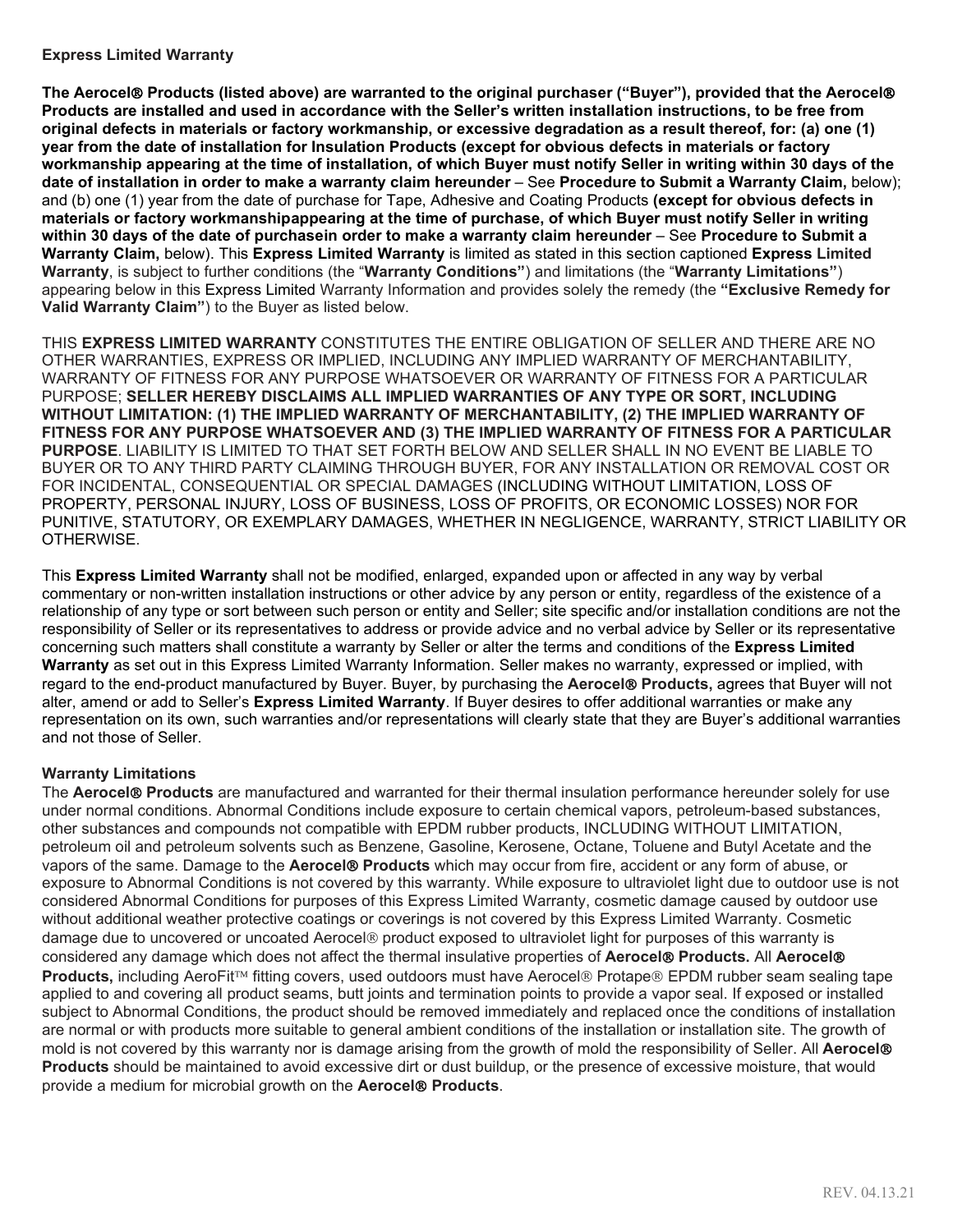**Express Limited Warranty**

**The Aerocel® Products (listed above) are warranted to the original purchaser ("Buyer"), provided that the Aerocel® Products are installed and used in accordance with the Seller's written installation instructions, to be free from original defects in materials or factory workmanship, or excessive degradation as a result thereof, for: (a) one (1) year from the date of installation for Insulation Products (except for obvious defects in materials or factory workmanship appearing at the time of installation, of which Buyer must notify Seller in writing within 30 days of the date of installation in order to make a warranty claim hereunder** – See **Procedure to Submit a Warranty Claim,** below); and (b) one (1) year from the date of purchase for Tape, Adhesive and Coating Products **(except for obvious defects in materials or factory workmanshipappearing at the time of purchase, of which Buyer must notify Seller in writing within 30 days of the date of purchasein order to make a warranty claim hereunder** – See **Procedure to Submit a Warranty Claim,** below). This **Express Limited Warranty** is limited as stated in this section captioned **Express Limited Warranty**, is subject to further conditions (the "**Warranty Conditions"**) and limitations (the "**Warranty Limitations"**) appearing below in this Express Limited Warranty Information and provides solely the remedy (the **"Exclusive Remedy for Valid Warranty Claim"**) to the Buyer as listed below.

THIS **EXPRESS LIMITED WARRANTY** CONSTITUTES THE ENTIRE OBLIGATION OF SELLER AND THERE ARE NO OTHER WARRANTIES, EXPRESS OR IMPLIED, INCLUDING ANY IMPLIED WARRANTY OF MERCHANTABILITY, WARRANTY OF FITNESS FOR ANY PURPOSE WHATSOEVER OR WARRANTY OF FITNESS FOR A PARTICULAR PURPOSE; **SELLER HEREBY DISCLAIMS ALL IMPLIED WARRANTIES OF ANY TYPE OR SORT, INCLUDING WITHOUT LIMITATION: (1) THE IMPLIED WARRANTY OF MERCHANTABILITY, (2) THE IMPLIED WARRANTY OF FITNESS FOR ANY PURPOSE WHATSOEVER AND (3) THE IMPLIED WARRANTY OF FITNESS FOR A PARTICULAR PURPOSE**. LIABILITY IS LIMITED TO THAT SET FORTH BELOW AND SELLER SHALL IN NO EVENT BE LIABLE TO BUYER OR TO ANY THIRD PARTY CLAIMING THROUGH BUYER, FOR ANY INSTALLATION OR REMOVAL COST OR FOR INCIDENTAL, CONSEQUENTIAL OR SPECIAL DAMAGES (INCLUDING WITHOUT LIMITATION, LOSS OF PROPERTY, PERSONAL INJURY, LOSS OF BUSINESS, LOSS OF PROFITS, OR ECONOMIC LOSSES) NOR FOR PUNITIVE, STATUTORY, OR EXEMPLARY DAMAGES, WHETHER IN NEGLIGENCE, WARRANTY, STRICT LIABILITY OR OTHERWISE.

This **Express Limited Warranty** shall not be modified, enlarged, expanded upon or affected in any way by verbal commentary or non-written installation instructions or other advice by any person or entity, regardless of the existence of a relationship of any type or sort between such person or entity and Seller; site specific and/or installation conditions are not the responsibility of Seller or its representatives to address or provide advice and no verbal advice by Seller or its representative concerning such matters shall constitute a warranty by Seller or alter the terms and conditions of the **Express Limited Warranty** as set out in this Express Limited Warranty Information. Seller makes no warranty, expressed or implied, with regard to the end-product manufactured by Buyer. Buyer, by purchasing the **Aerocel® Products,** agrees that Buyer will not alter, amend or add to Seller's **Express Limited Warranty**. If Buyer desires to offer additional warranties or make any representation on its own, such warranties and/or representations will clearly state that they are Buyer's additional warranties and not those of Seller.

**Warranty Limitations**

The **Aerocel® Products** are manufactured and warranted for their thermal insulation performance hereunder solely for use under normal conditions. Abnormal Conditions include exposure to certain chemical vapors, petroleum-based substances, other substances and compounds not compatible with EPDM rubber products, INCLUDING WITHOUT LIMITATION, petroleum oil and petroleum solvents such as Benzene, Gasoline, Kerosene, Octane, Toluene and Butyl Acetate and the vapors of the same. Damage to the **Aerocel® Products** which may occur from fire, accident or any form of abuse, or exposure to Abnormal Conditions is not covered by this warranty. While exposure to ultraviolet light due to outdoor use is not considered Abnormal Conditions for purposes of this Express Limited Warranty, cosmetic damage caused by outdoor use without additional weather protective coatings or coverings is not covered by this Express Limited Warranty. Cosmetic damage due to uncovered or uncoated Aerocel® product exposed to ultraviolet light for purposes of this warranty is considered any damage which does not affect the thermal insulative properties of **Aerocel® Products.** All **Aerocel® Products,** including AeroFit™ fitting covers, used outdoors must have Aerocel® Protape® EPDM rubber seam sealing tape applied to and covering all product seams, butt joints and termination points to provide a vapor seal. If exposed or installed subject to Abnormal Conditions, the product should be removed immediately and replaced once the conditions of installation are normal or with products more suitable to general ambient conditions of the installation or installation site. The growth of mold is not covered by this warranty nor is damage arising from the growth of mold the responsibility of Seller. All **Aerocel® Products** should be maintained to avoid excessive dirt or dust buildup, or the presence of excessive moisture, that would provide a medium for microbial growth on the **Aerocel® Products**.

REV. 04.13.21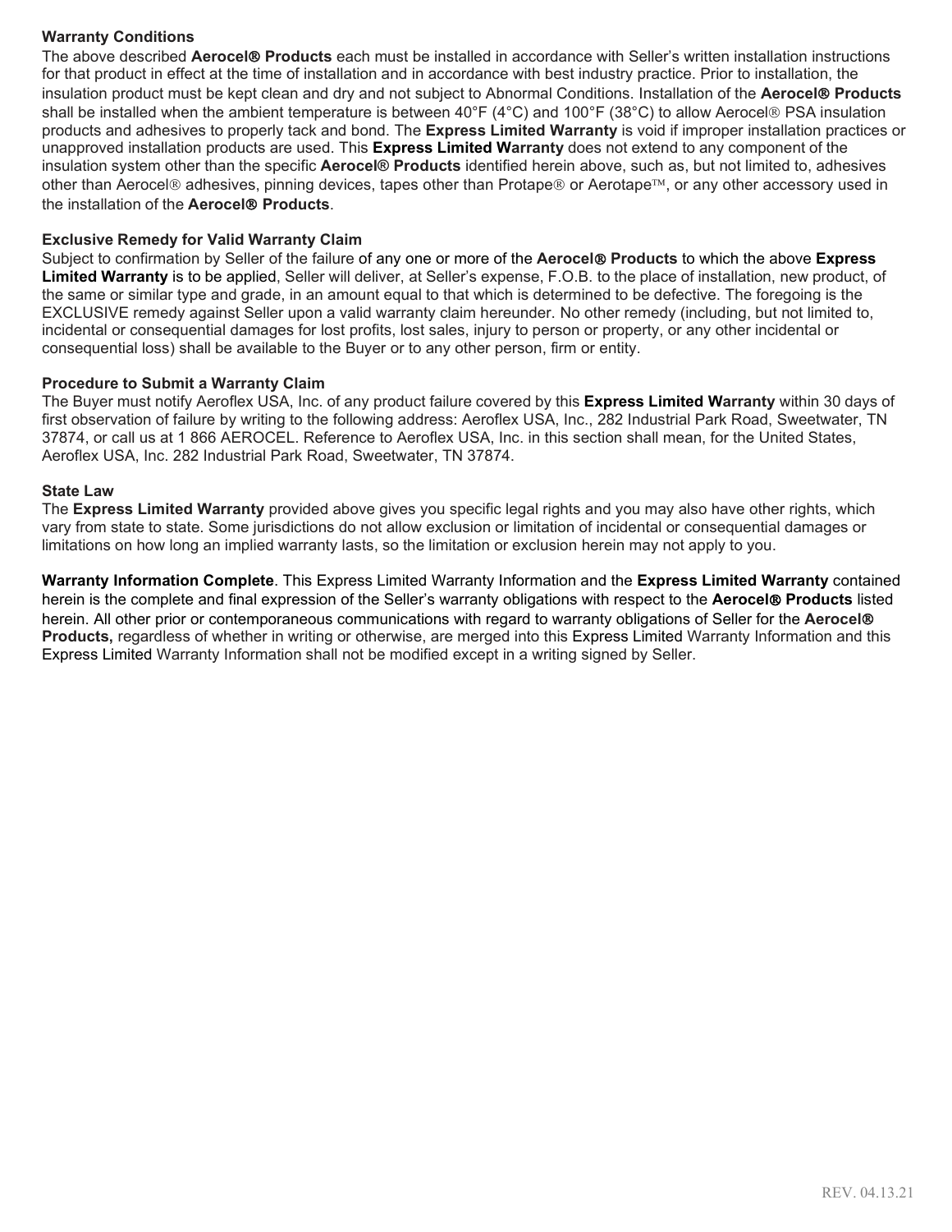**Warranty Conditions**
The above described **Aerocel® Products** each must be installed in accordance with Seller's written installation instructions for that product in effect at the time of installation and in accordance with best industry practice. Prior to installation, the insulation product must be kept clean and dry and not subject to Abnormal Conditions. Installation of the **Aerocel® Products** shall be installed when the ambient temperature is between 40°F (4°C) and 100°F (38°C) to allow Aerocel® PSA insulation products and adhesives to properly tack and bond. The **Express Limited Warranty** is void if improper installation practices or unapproved installation products are used. This **Express Limited Warranty** does not extend to any component of the insulation system other than the specific **Aerocel® Products** identified herein above, such as, but not limited to, adhesives other than Aerocel® adhesives, pinning devices, tapes other than Protape® or Aerotape™, or any other accessory used in the installation of the **Aerocel® Products**.

**Exclusive Remedy for Valid Warranty Claim**
Subject to confirmation by Seller of the failure of any one or more of the **Aerocel® Products** to which the above **Express Limited Warranty** is to be applied, Seller will deliver, at Seller's expense, F.O.B. to the place of installation, new product, of the same or similar type and grade, in an amount equal to that which is determined to be defective. The foregoing is the EXCLUSIVE remedy against Seller upon a valid warranty claim hereunder. No other remedy (including, but not limited to, incidental or consequential damages for lost profits, lost sales, injury to person or property, or any other incidental or consequential loss) shall be available to the Buyer or to any other person, firm or entity.

**Procedure to Submit a Warranty Claim**
The Buyer must notify Aeroflex USA, Inc. of any product failure covered by this **Express Limited Warranty** within 30 days of first observation of failure by writing to the following address: Aeroflex USA, Inc., 282 Industrial Park Road, Sweetwater, TN 37874, or call us at 1 866 AEROCEL. Reference to Aeroflex USA, Inc. in this section shall mean, for the United States, Aeroflex USA, Inc. 282 Industrial Park Road, Sweetwater, TN 37874.

**State Law**
The **Express Limited Warranty** provided above gives you specific legal rights and you may also have other rights, which vary from state to state. Some jurisdictions do not allow exclusion or limitation of incidental or consequential damages or limitations on how long an implied warranty lasts, so the limitation or exclusion herein may not apply to you.

**Warranty Information Complete**. This Express Limited Warranty Information and the **Express Limited Warranty** contained herein is the complete and final expression of the Seller's warranty obligations with respect to the **Aerocel® Products** listed herein. All other prior or contemporaneous communications with regard to warranty obligations of Seller for the **Aerocel® Products,** regardless of whether in writing or otherwise, are merged into this Express Limited Warranty Information and this Express Limited Warranty Information shall not be modified except in a writing signed by Seller.

REV. 04.13.21